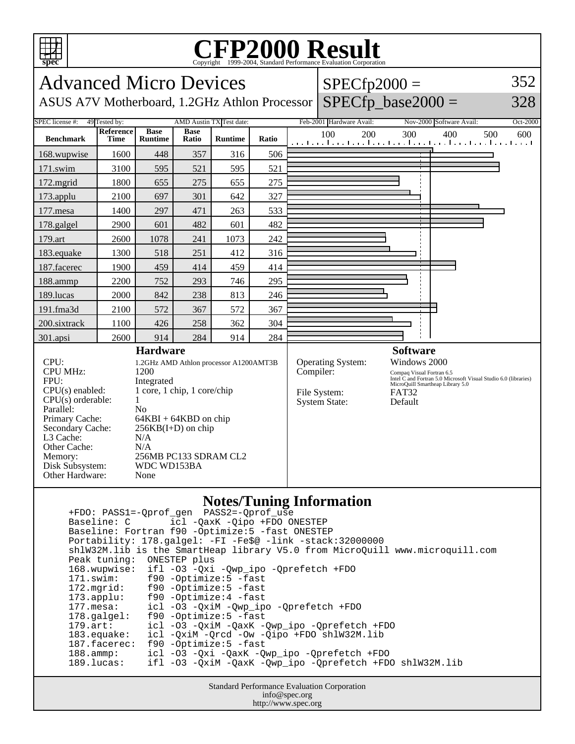# CFP2000 Result

Copyright 1999-2004, Standard Performance Evaluation Corporation

## Advanced Micro Devices

ASUS A7V Motherboard, 1.2GHz Athlon Processor

SPECfp2000 = 352

SPECfp_base2000 = 328

SPEC license #: 49 | Tested by: AMD Austin TX | Test date: Feb-2001 | Hardware Avail: Nov-2000 | Software Avail: Oct-2000

| Benchmark | Reference Time | Base Runtime | Base Ratio | Runtime | Ratio |
|---|---|---|---|---|---|
| 168.wupwise | 1600 | 448 | 357 | 316 | 506 |
| 171.swim | 3100 | 595 | 521 | 595 | 521 |
| 172.mgrid | 1800 | 655 | 275 | 655 | 275 |
| 173.applu | 2100 | 697 | 301 | 642 | 327 |
| 177.mesa | 1400 | 297 | 471 | 263 | 533 |
| 178.galgel | 2900 | 601 | 482 | 601 | 482 |
| 179.art | 2600 | 1078 | 241 | 1073 | 242 |
| 183.equake | 1300 | 518 | 251 | 412 | 316 |
| 187.facerec | 1900 | 459 | 414 | 459 | 414 |
| 188.ammp | 2200 | 752 | 293 | 746 | 295 |
| 189.lucas | 2000 | 842 | 238 | 813 | 246 |
| 191.fma3d | 2100 | 572 | 367 | 572 | 367 |
| 200.sixtrack | 1100 | 426 | 258 | 362 | 304 |
| 301.apsi | 2600 | 914 | 284 | 914 | 284 |

### Hardware

| | |
|---|---|
| CPU: | 1.2GHz AMD Athlon processor A1200AMT3B |
| CPU MHz: | 1200 |
| FPU: | Integrated |
| CPU(s) enabled: | 1 core, 1 chip, 1 core/chip |
| CPU(s) orderable: | 1 |
| Parallel: | No |
| Primary Cache: | 64KBI + 64KBD on chip |
| Secondary Cache: | 256KB(I+D) on chip |
| L3 Cache: | N/A |
| Other Cache: | N/A |
| Memory: | 256MB PC133 SDRAM CL2 |
| Disk Subsystem: | WDC WD153BA |
| Other Hardware: | None |

### Software

| | |
|---|---|
| Operating System: | Windows 2000 |
| Compiler: | Compaq Visual Fortran 6.5<br>Intel C and Fortran 5.0 Microsoft Visual Studio 6.0 (libraries)<br>MicroQuill Smartheap Library 5.0 |
| File System: | FAT32 |
| System State: | Default |

### Notes/Tuning Information

```
+FDO: PASS1=-Qprof_gen  PASS2=-Qprof_use
Baseline: C       icl -QaxK -Qipo +FDO ONESTEP
Baseline: Fortran f90 -Optimize:5 -fast ONESTEP
Portability: 178.galgel: -FI -Fe$@ -link -stack:32000000
shlW32M.lib is the SmartHeap library V5.0 from MicroQuill www.microquill.com
Peak tuning:  ONESTEP plus
168.wupwise:  ifl -O3 -Qxi -Qwp_ipo -Qprefetch +FDO
171.swim:     f90 -Optimize:5 -fast
172.mgrid:    f90 -Optimize:5 -fast
173.applu:    f90 -Optimize:4 -fast
177.mesa:     icl -O3 -QxiM -Qwp_ipo -Qprefetch +FDO
178.galgel:   f90 -Optimize:5 -fast
179.art:      icl -O3 -QxiM -QaxK -Qwp_ipo -Qprefetch +FDO
183.equake:   icl -QxiM -Qrcd -Ow -Qipo +FDO shlW32M.lib
187.facerec:  f90 -Optimize:5 -fast
188.ammp:     icl -O3 -Qxi -QaxK -Qwp_ipo -Qprefetch +FDO
189.lucas:    ifl -O3 -QxiM -QaxK -Qwp_ipo -Qprefetch +FDO shlW32M.lib
```

Standard Performance Evaluation Corporation
info@spec.org
http://www.spec.org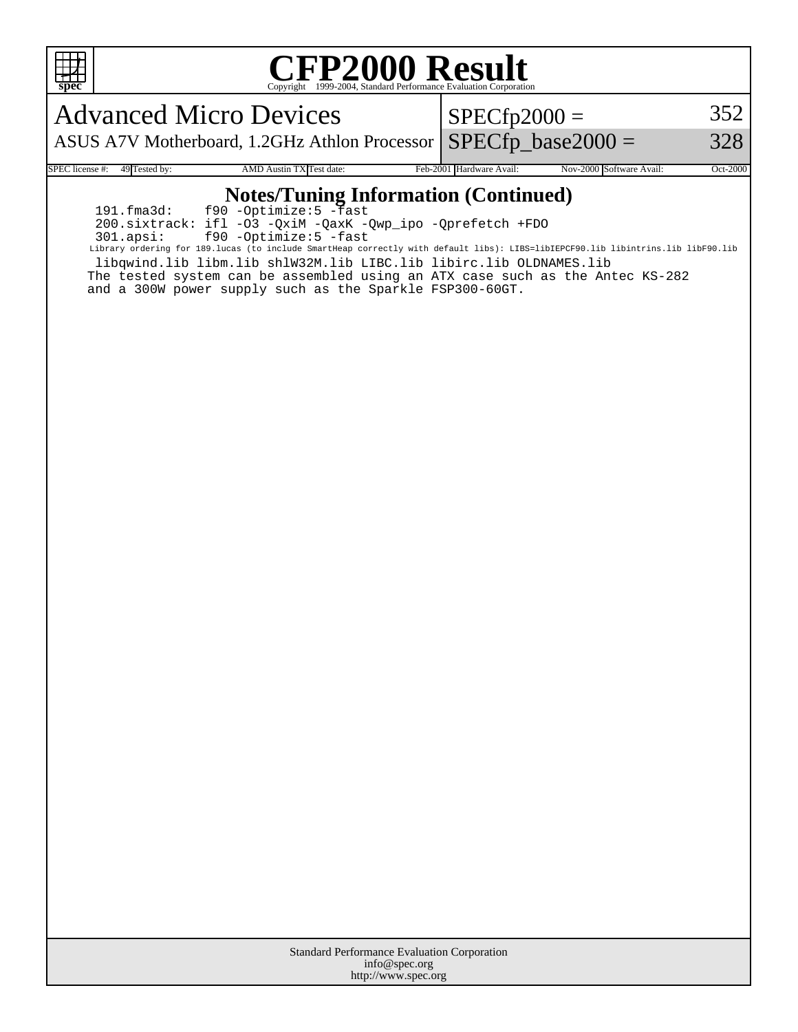# CFP2000 Result

Copyright 1999-2004, Standard Performance Evaluation Corporation

## Advanced Micro Devices

ASUS A7V Motherboard, 1.2GHz Athlon Processor

SPECfp2000 = 352

SPECfp_base2000 = 328

| SPEC license #: | 49 | Tested by: | AMD Austin TX | Test date: | Feb-2001 | Hardware Avail: | Nov-2000 | Software Avail: | Oct-2000 |
|---|---|---|---|---|---|---|---|---|---|

### Notes/Tuning Information (Continued)

```
191.fma3d:    f90 -Optimize:5 -fast
200.sixtrack: ifl -O3 -QxiM -QaxK -Qwp_ipo -Qprefetch +FDO
301.apsi:     f90 -Optimize:5 -fast
Library ordering for 189.lucas (to include SmartHeap correctly with default libs): LIBS=libIEPCF90.lib libintrins.lib libF90.lib
 libqwind.lib libm.lib shlW32M.lib LIBC.lib libirc.lib OLDNAMES.lib
The tested system can be assembled using an ATX case such as the Antec KS-282
and a 300W power supply such as the Sparkle FSP300-60GT.
```

Standard Performance Evaluation Corporation
info@spec.org
http://www.spec.org